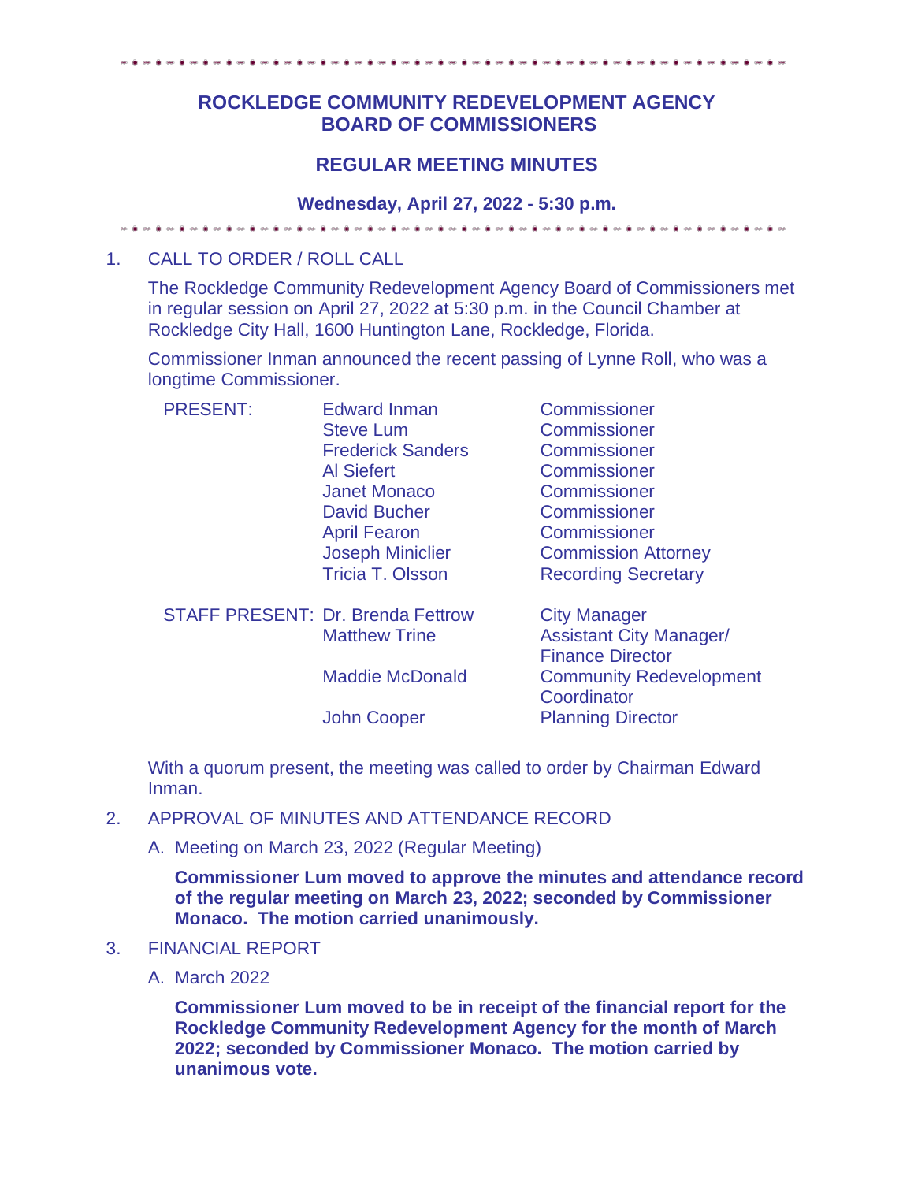# ROCKLEDGE COMMUNITY REDEVELOPMENT AGENCY
# BOARD OF COMMISSIONERS

## REGULAR MEETING MINUTES

### Wednesday, April 27, 2022 - 5:30 p.m.

1. CALL TO ORDER / ROLL CALL

   The Rockledge Community Redevelopment Agency Board of Commissioners met in regular session on April 27, 2022 at 5:30 p.m. in the Council Chamber at Rockledge City Hall, 1600 Huntington Lane, Rockledge, Florida.

   Commissioner Inman announced the recent passing of Lynne Roll, who was a longtime Commissioner.

| | | |
|---|---|---|
| PRESENT: | Edward Inman | Commissioner |
| | Steve Lum | Commissioner |
| | Frederick Sanders | Commissioner |
| | Al Siefert | Commissioner |
| | Janet Monaco | Commissioner |
| | David Bucher | Commissioner |
| | April Fearon | Commissioner |
| | Joseph Miniclier | Commission Attorney |
| | Tricia T. Olsson | Recording Secretary |
| STAFF PRESENT: | Dr. Brenda Fettrow | City Manager |
| | Matthew Trine | Assistant City Manager/ Finance Director |
| | Maddie McDonald | Community Redevelopment Coordinator |
| | John Cooper | Planning Director |

   With a quorum present, the meeting was called to order by Chairman Edward Inman.

2. APPROVAL OF MINUTES AND ATTENDANCE RECORD

   A. Meeting on March 23, 2022 (Regular Meeting)

   **Commissioner Lum moved to approve the minutes and attendance record of the regular meeting on March 23, 2022; seconded by Commissioner Monaco. The motion carried unanimously.**

3. FINANCIAL REPORT

   A. March 2022

   **Commissioner Lum moved to be in receipt of the financial report for the Rockledge Community Redevelopment Agency for the month of March 2022; seconded by Commissioner Monaco. The motion carried by unanimous vote.**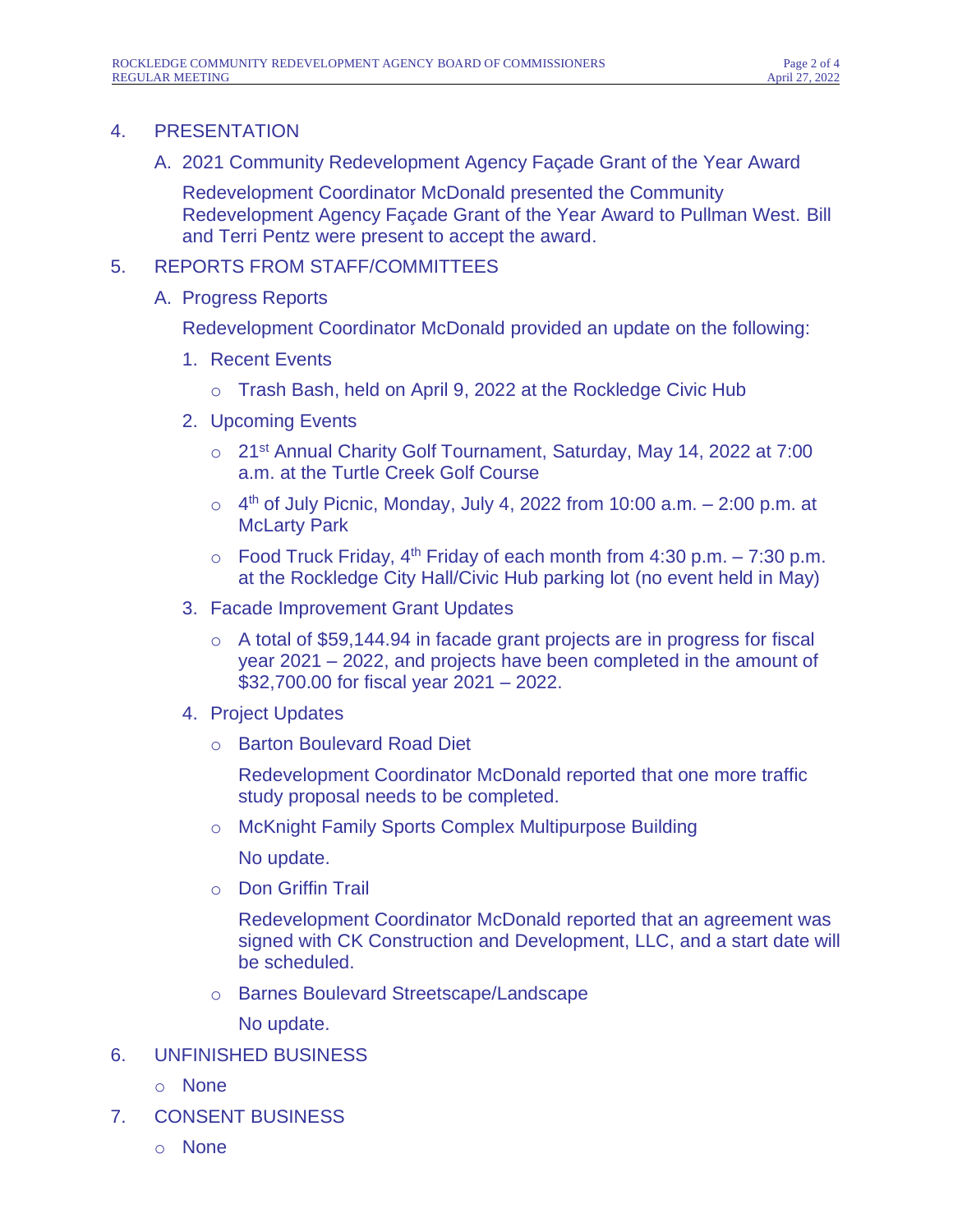4. PRESENTATION

   A. 2021 Community Redevelopment Agency Façade Grant of the Year Award

      Redevelopment Coordinator McDonald presented the Community Redevelopment Agency Façade Grant of the Year Award to Pullman West. Bill and Terri Pentz were present to accept the award.

5. REPORTS FROM STAFF/COMMITTEES

   A. Progress Reports

      Redevelopment Coordinator McDonald provided an update on the following:

      1. Recent Events
         - Trash Bash, held on April 9, 2022 at the Rockledge Civic Hub
      2. Upcoming Events
         - 21st Annual Charity Golf Tournament, Saturday, May 14, 2022 at 7:00 a.m. at the Turtle Creek Golf Course
         - 4th of July Picnic, Monday, July 4, 2022 from 10:00 a.m. – 2:00 p.m. at McLarty Park
         - Food Truck Friday, 4th Friday of each month from 4:30 p.m. – 7:30 p.m. at the Rockledge City Hall/Civic Hub parking lot (no event held in May)
      3. Facade Improvement Grant Updates
         - A total of $59,144.94 in facade grant projects are in progress for fiscal year 2021 – 2022, and projects have been completed in the amount of $32,700.00 for fiscal year 2021 – 2022.
      4. Project Updates
         - Barton Boulevard Road Diet

           Redevelopment Coordinator McDonald reported that one more traffic study proposal needs to be completed.
         - McKnight Family Sports Complex Multipurpose Building

           No update.
         - Don Griffin Trail

           Redevelopment Coordinator McDonald reported that an agreement was signed with CK Construction and Development, LLC, and a start date will be scheduled.
         - Barnes Boulevard Streetscape/Landscape

           No update.

6. UNFINISHED BUSINESS
   - None

7. CONSENT BUSINESS
   - None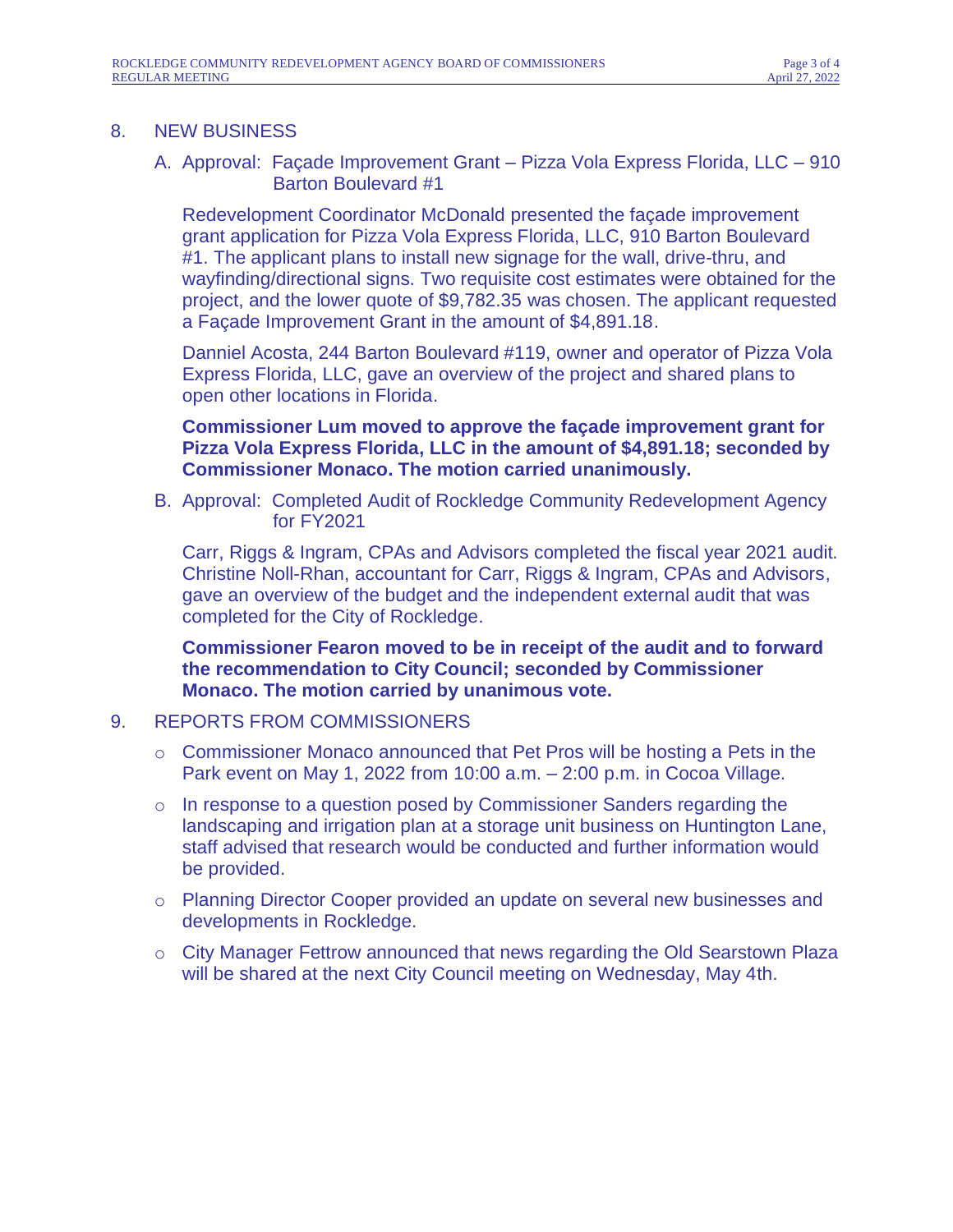8. NEW BUSINESS

   A. Approval: Façade Improvement Grant – Pizza Vola Express Florida, LLC – 910 Barton Boulevard #1

   Redevelopment Coordinator McDonald presented the façade improvement grant application for Pizza Vola Express Florida, LLC, 910 Barton Boulevard #1. The applicant plans to install new signage for the wall, drive-thru, and wayfinding/directional signs. Two requisite cost estimates were obtained for the project, and the lower quote of $9,782.35 was chosen. The applicant requested a Façade Improvement Grant in the amount of $4,891.18.

   Danniel Acosta, 244 Barton Boulevard #119, owner and operator of Pizza Vola Express Florida, LLC, gave an overview of the project and shared plans to open other locations in Florida.

   **Commissioner Lum moved to approve the façade improvement grant for Pizza Vola Express Florida, LLC in the amount of $4,891.18; seconded by Commissioner Monaco. The motion carried unanimously.**

   B. Approval: Completed Audit of Rockledge Community Redevelopment Agency for FY2021

   Carr, Riggs & Ingram, CPAs and Advisors completed the fiscal year 2021 audit. Christine Noll-Rhan, accountant for Carr, Riggs & Ingram, CPAs and Advisors, gave an overview of the budget and the independent external audit that was completed for the City of Rockledge.

   **Commissioner Fearon moved to be in receipt of the audit and to forward the recommendation to City Council; seconded by Commissioner Monaco. The motion carried by unanimous vote.**

9. REPORTS FROM COMMISSIONERS

   - Commissioner Monaco announced that Pet Pros will be hosting a Pets in the Park event on May 1, 2022 from 10:00 a.m. – 2:00 p.m. in Cocoa Village.
   - In response to a question posed by Commissioner Sanders regarding the landscaping and irrigation plan at a storage unit business on Huntington Lane, staff advised that research would be conducted and further information would be provided.
   - Planning Director Cooper provided an update on several new businesses and developments in Rockledge.
   - City Manager Fettrow announced that news regarding the Old Searstown Plaza will be shared at the next City Council meeting on Wednesday, May 4th.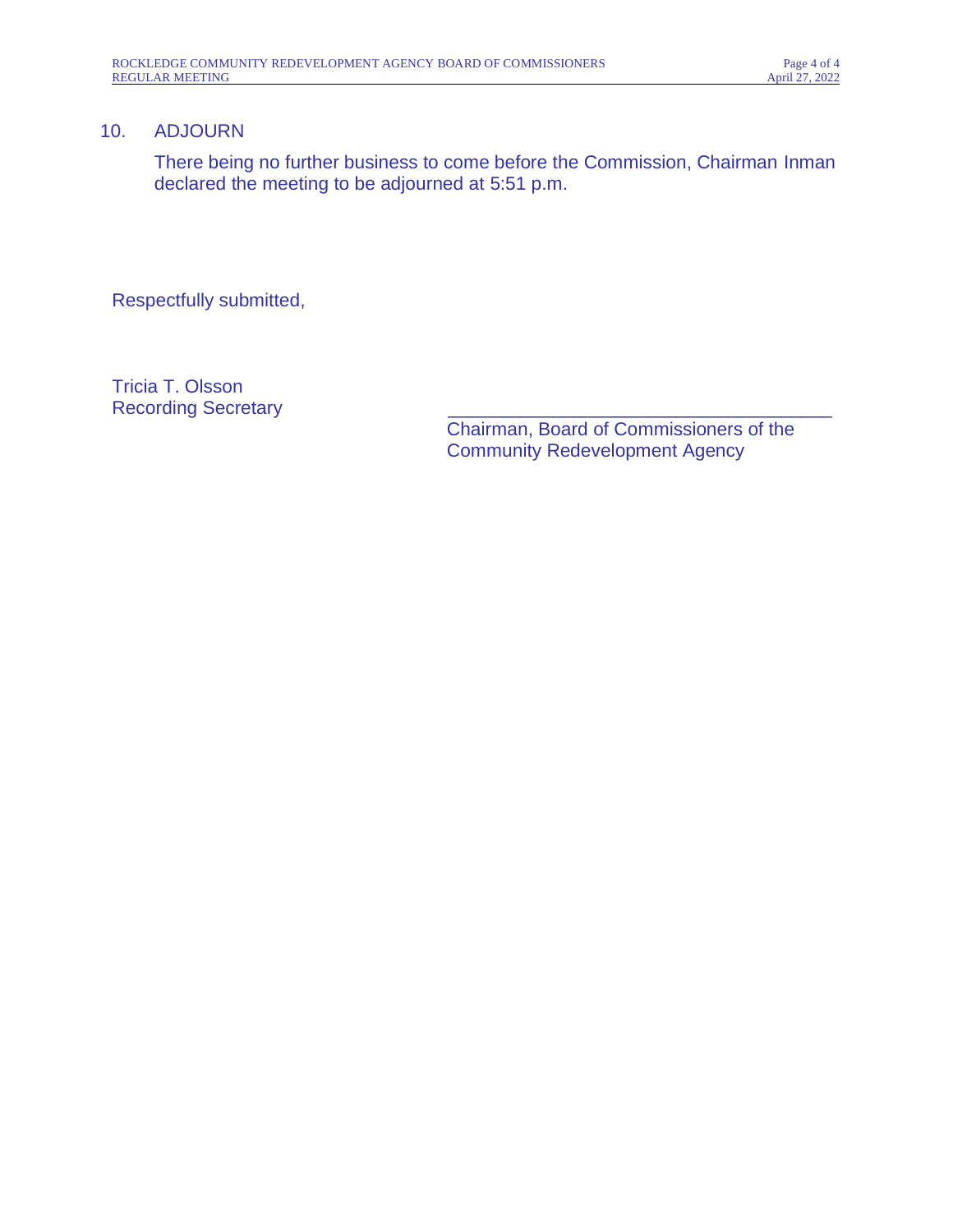## 10. ADJOURN

There being no further business to come before the Commission, Chairman Inman declared the meeting to be adjourned at 5:51 p.m.

Respectfully submitted,

Tricia T. Olsson
Recording Secretary

\_\_\_\_\_\_\_\_\_\_\_\_\_\_\_\_\_\_\_\_\_\_\_\_\_\_\_\_\_\_\_\_\_\_\_\_\_\_
Chairman, Board of Commissioners of the Community Redevelopment Agency